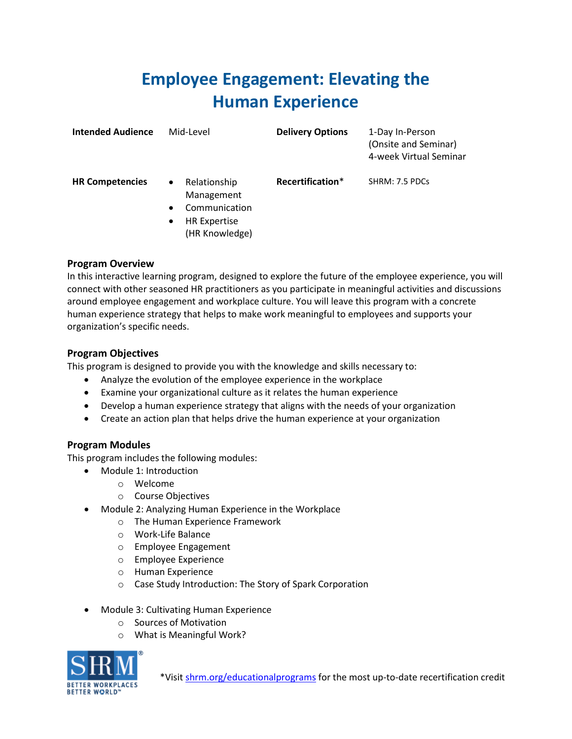# Employee Engagement: Elevating the Human Experience

| | | | |
|---|---|---|---|
| **Intended Audience** | Mid-Level | **Delivery Options** | 1-Day In-Person (Onsite and Seminar)<br>4-week Virtual Seminar |
| **HR Competencies** | • Relationship Management<br>• Communication<br>• HR Expertise (HR Knowledge) | **Recertification*** | SHRM: 7.5 PDCs |

### Program Overview

In this interactive learning program, designed to explore the future of the employee experience, you will connect with other seasoned HR practitioners as you participate in meaningful activities and discussions around employee engagement and workplace culture. You will leave this program with a concrete human experience strategy that helps to make work meaningful to employees and supports your organization's specific needs.

### Program Objectives

This program is designed to provide you with the knowledge and skills necessary to:

- Analyze the evolution of the employee experience in the workplace
- Examine your organizational culture as it relates the human experience
- Develop a human experience strategy that aligns with the needs of your organization
- Create an action plan that helps drive the human experience at your organization

### Program Modules

This program includes the following modules:

- Module 1: Introduction
  - Welcome
  - Course Objectives
- Module 2: Analyzing Human Experience in the Workplace
  - The Human Experience Framework
  - Work-Life Balance
  - Employee Engagement
  - Employee Experience
  - Human Experience
  - Case Study Introduction: The Story of Spark Corporation
- Module 3: Cultivating Human Experience
  - Sources of Motivation
  - What is Meaningful Work?

*Visit shrm.org/educationalprograms for the most up-to-date recertification credit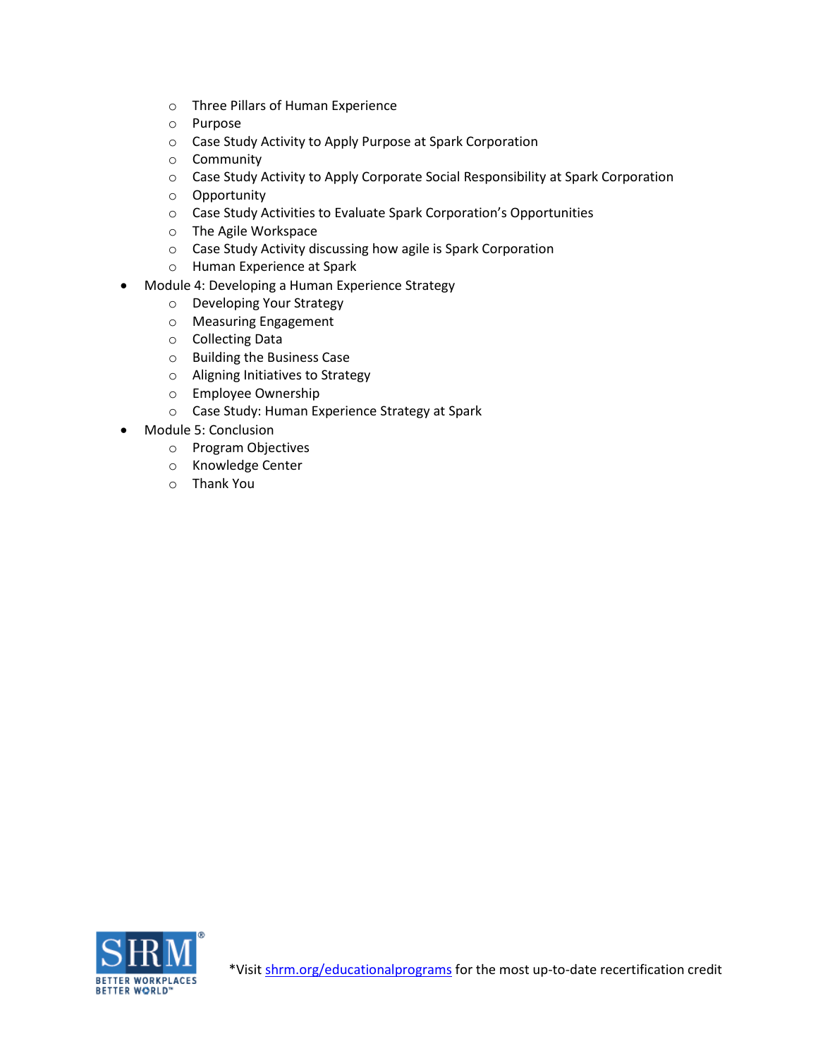- Three Pillars of Human Experience
  - Purpose
  - Case Study Activity to Apply Purpose at Spark Corporation
  - Community
  - Case Study Activity to Apply Corporate Social Responsibility at Spark Corporation
  - Opportunity
  - Case Study Activities to Evaluate Spark Corporation's Opportunities
  - The Agile Workspace
  - Case Study Activity discussing how agile is Spark Corporation
  - Human Experience at Spark
- Module 4: Developing a Human Experience Strategy
  - Developing Your Strategy
  - Measuring Engagement
  - Collecting Data
  - Building the Business Case
  - Aligning Initiatives to Strategy
  - Employee Ownership
  - Case Study: Human Experience Strategy at Spark
- Module 5: Conclusion
  - Program Objectives
  - Knowledge Center
  - Thank You

*Visit [shrm.org/educationalprograms](https://shrm.org/educationalprograms) for the most up-to-date recertification credit